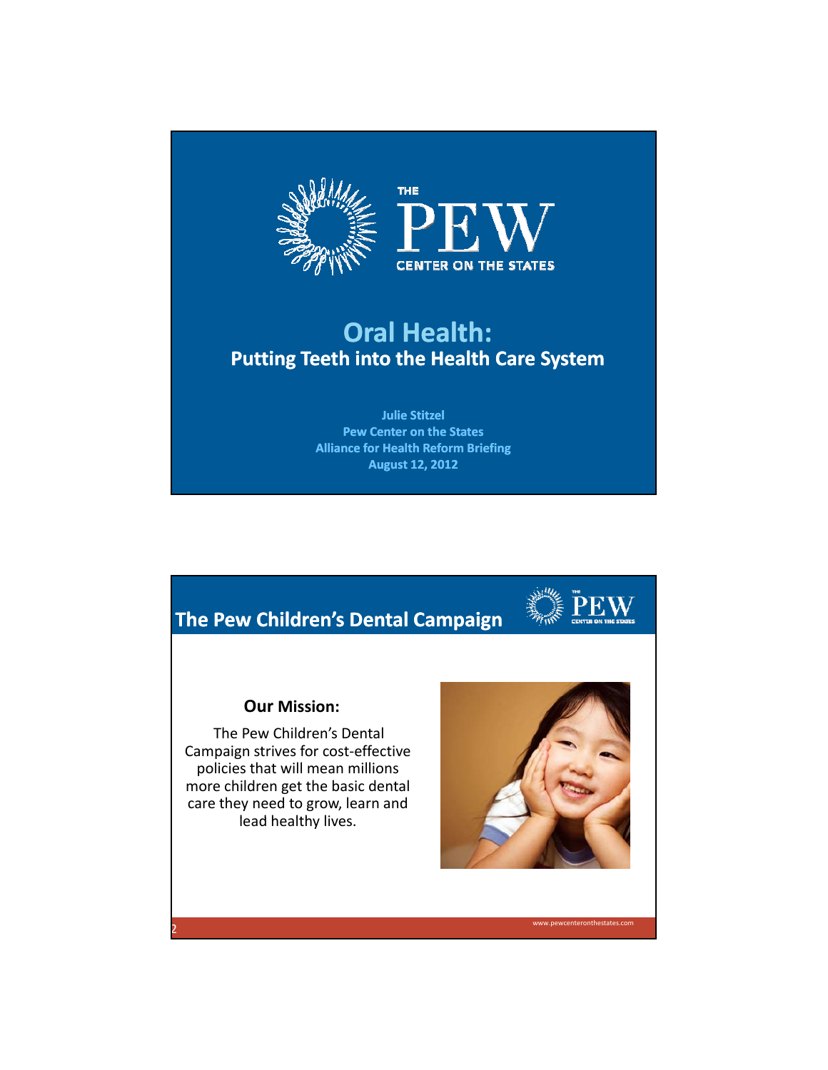# Oral Health:

## Putting Teeth into the Health Care System

**Julie Stitzel**
**Pew Center on the States**
**Alliance for Health Reform Briefing**
**August 12, 2012**

---

## The Pew Children's Dental Campaign

### Our Mission:

The Pew Children's Dental Campaign strives for cost-effective policies that will mean millions more children get the basic dental care they need to grow, learn and lead healthy lives.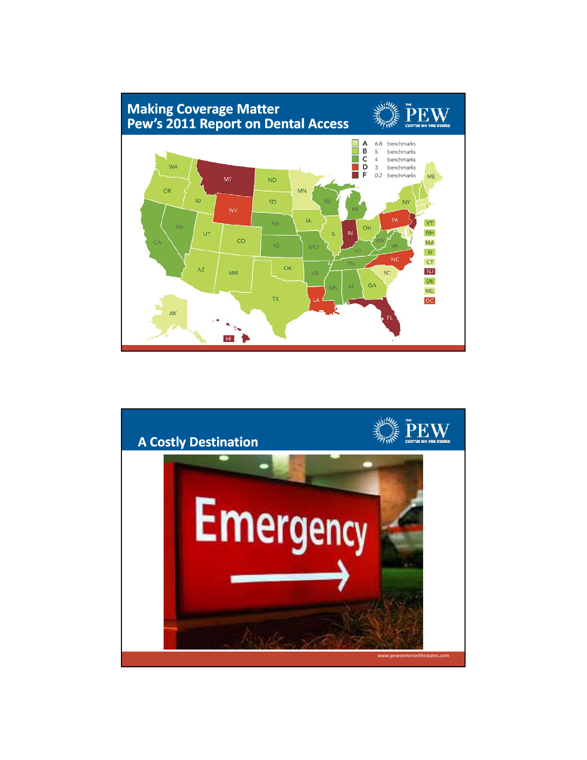## Making Coverage Matter
## Pew's 2011 Report on Dental Access

| Grade | Benchmarks |
| --- | --- |
| A | 6-8 benchmarks |
| B | 5 benchmarks |
| C | 4 benchmarks |
| D | 3 benchmarks |
| F | 0-2 benchmarks |

## A Costly Destination

www.pewcenteronthestates.com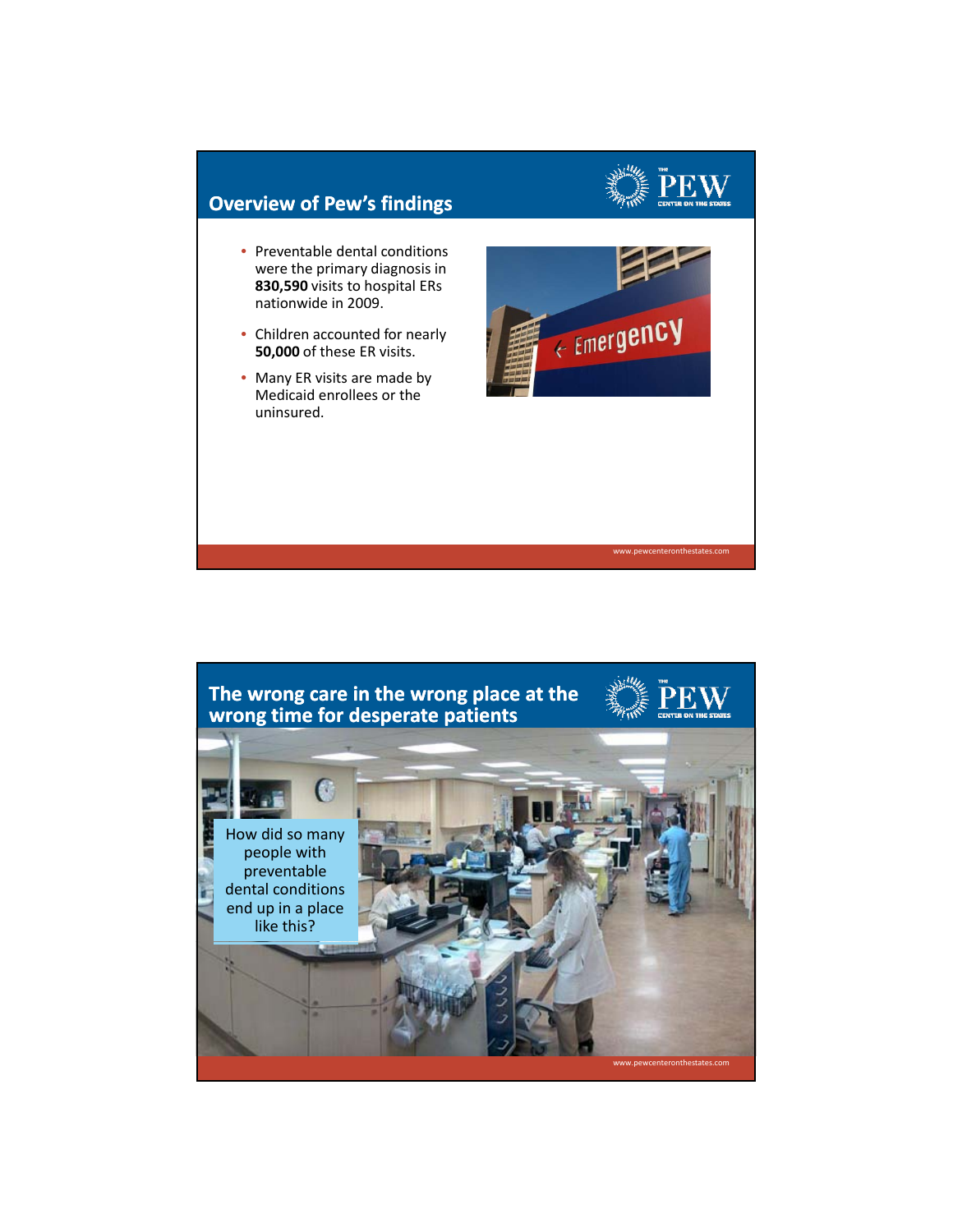## Overview of Pew's findings

- Preventable dental conditions were the primary diagnosis in **830,590** visits to hospital ERs nationwide in 2009.
- Children accounted for nearly **50,000** of these ER visits.
- Many ER visits are made by Medicaid enrollees or the uninsured.

## The wrong care in the wrong place at the wrong time for desperate patients

How did so many people with preventable dental conditions end up in a place like this?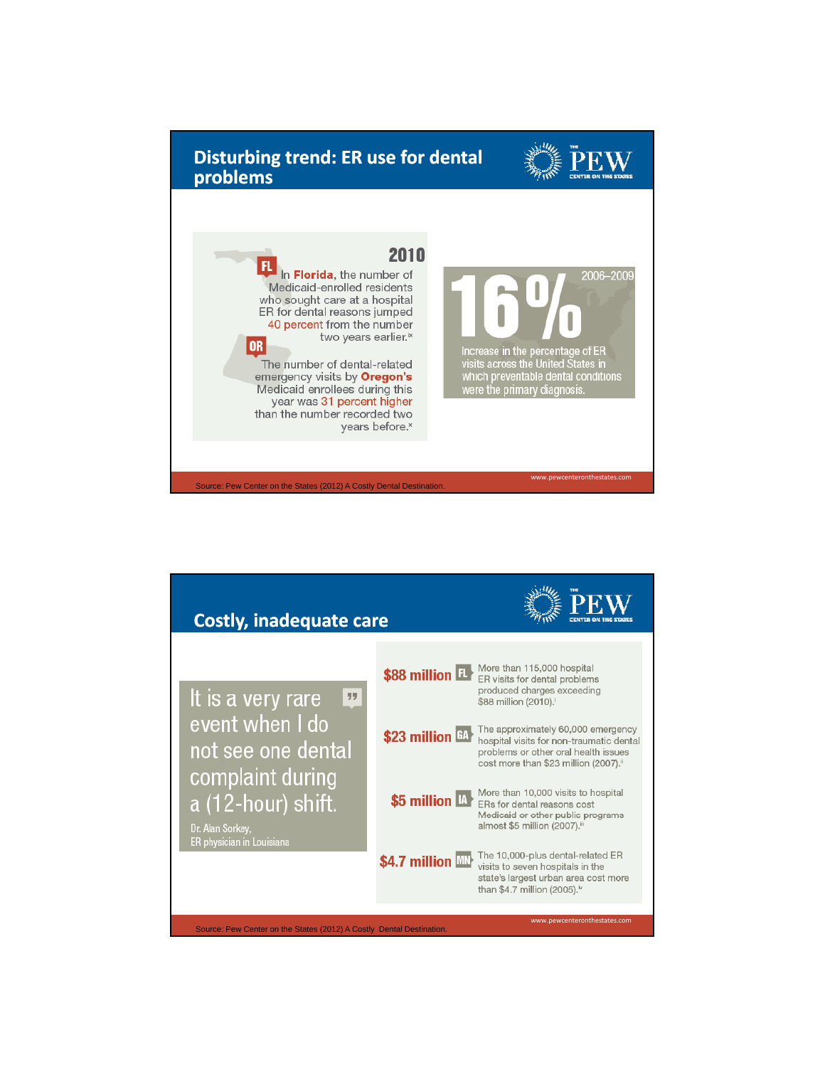## Disturbing trend: ER use for dental problems

**2010**

**FL** In **Florida**, the number of Medicaid-enrolled residents who sought care at a hospital ER for dental reasons jumped 40 percent from the number two years earlier.[ix]

**OR** The number of dental-related emergency visits by **Oregon's** Medicaid enrollees during this year was 31 percent higher than the number recorded two years before.[x]

**2006–2009**

**16%**

Increase in the percentage of ER visits across the United States in which preventable dental conditions were the primary diagnosis.

Source: Pew Center on the States (2012) A Costly Dental Destination.

www.pewcenteronthestates.com

## Costly, inadequate care

> It is a very rare event when I do not see one dental complaint during a (12-hour) shift.
>
> Dr. Alan Sorkey, ER physician in Louisiana

**$88 million** **FL** More than 115,000 hospital ER visits for dental problems produced charges exceeding $88 million (2010).[i]

**$23 million** **GA** The approximately 60,000 emergency hospital visits for non-traumatic dental problems or other oral health issues cost more than $23 million (2007).[ii]

**$5 million** **IA** More than 10,000 visits to hospital ERs for dental reasons cost Medicaid or other public programs almost $5 million (2007).[iii]

**$4.7 million** **MN** The 10,000-plus dental-related ER visits to seven hospitals in the state's largest urban area cost more than $4.7 million (2005).[iv]

Source: Pew Center on the States (2012) A Costly Dental Destination.

www.pewcenteronthestates.com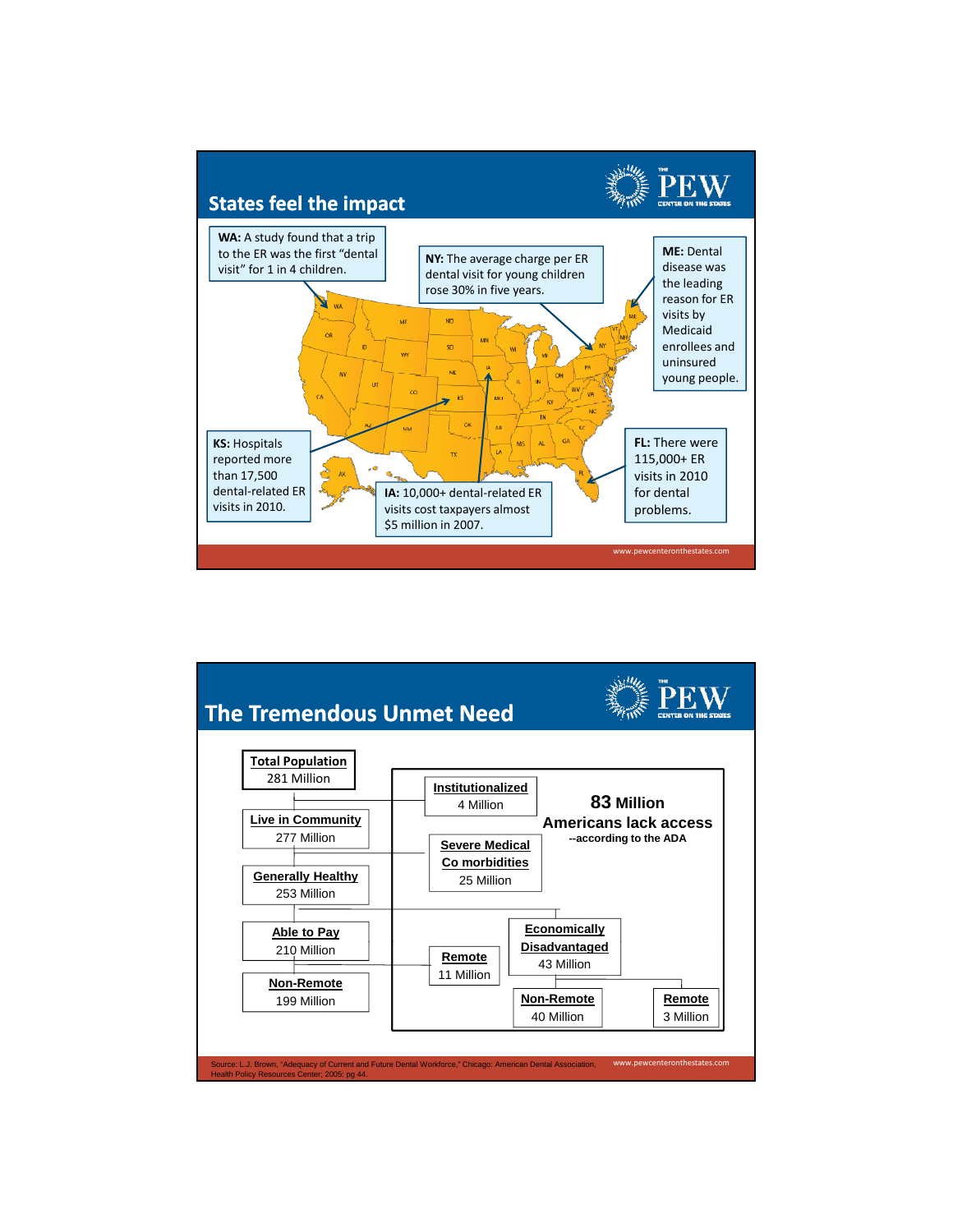## States feel the impact

**WA:** A study found that a trip to the ER was the first "dental visit" for 1 in 4 children.

**NY:** The average charge per ER dental visit for young children rose 30% in five years.

**ME:** Dental disease was the leading reason for ER visits by Medicaid enrollees and uninsured young people.

**KS:** Hospitals reported more than 17,500 dental-related ER visits in 2010.

**IA:** 10,000+ dental-related ER visits cost taxpayers almost $5 million in 2007.

**FL:** There were 115,000+ ER visits in 2010 for dental problems.

www.pewcenteronthestates.com

## The Tremendous Unmet Need

**Total Population** 281 Million

**Live in Community** 277 Million

**Generally Healthy** 253 Million

**Able to Pay** 210 Million

**Non-Remote** 199 Million

**Institutionalized** 4 Million

**Severe Medical Co morbidities** 25 Million

**Remote** 11 Million

**Economically Disadvantaged** 43 Million

**Non-Remote** 40 Million

**Remote** 3 Million

**83 Million Americans lack access**
--according to the ADA

Source: L.J. Brown, "Adequacy of Current and Future Dental Workforce," Chicago: American Dental Association, Health Policy Resources Center; 2005: pg 44.

www.pewcenteronthestates.com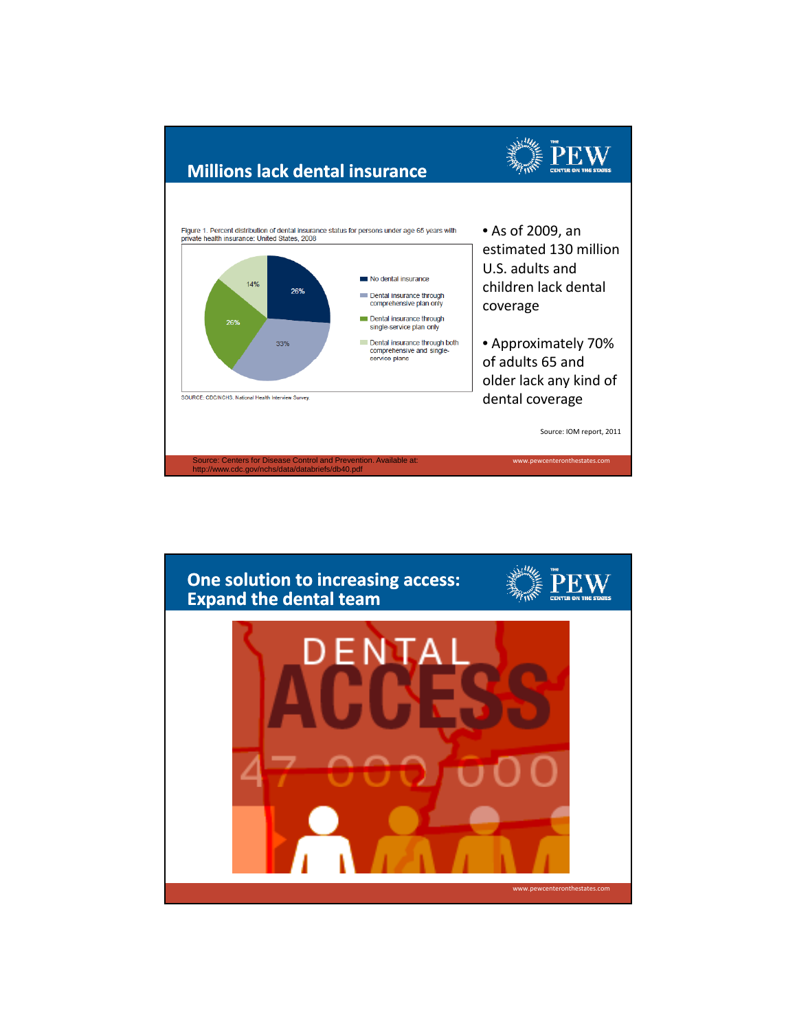## Millions lack dental insurance

Figure 1. Percent distribution of dental insurance status for persons under age 65 years with private health insurance: United States, 2008

| Dental insurance status | Percent |
| --- | --- |
| No dental insurance | 26% |
| Dental insurance through comprehensive plan only | 33% |
| Dental insurance through single-service plan only | 26% |
| Dental insurance through both comprehensive and single-service plans | 14% |

SOURCE: CDC/NCHS, National Health Interview Survey.

- As of 2009, an estimated 130 million U.S. adults and children lack dental coverage
- Approximately 70% of adults 65 and older lack any kind of dental coverage

Source: IOM report, 2011

Source: Centers for Disease Control and Prevention. Available at: http://www.cdc.gov/nchs/data/databriefs/db40.pdf

## One solution to increasing access: Expand the dental team

DENTAL ACCESS

47 000 000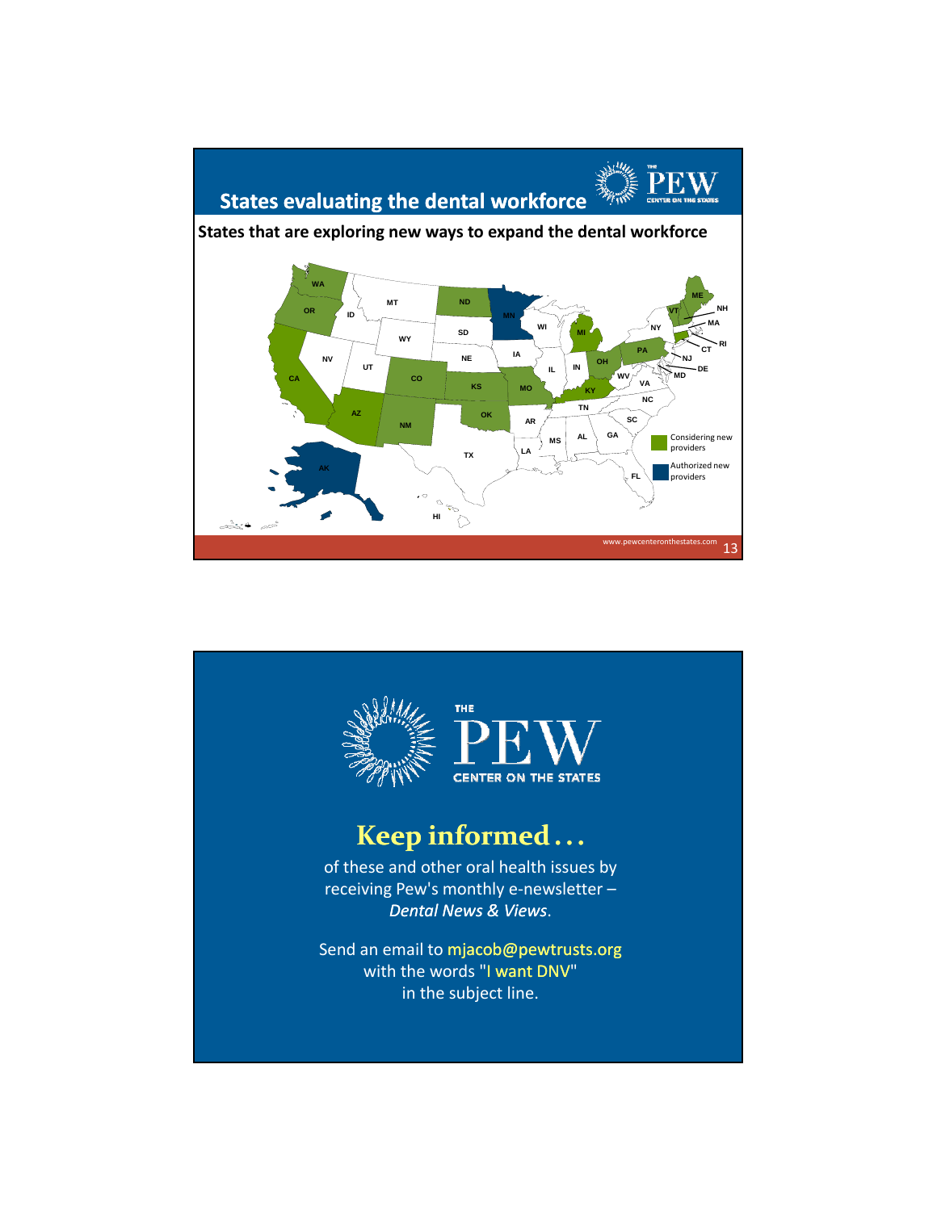## States evaluating the dental workforce

**States that are exploring new ways to expand the dental workforce**

WA, OR, CA, ID, NV, MT, WY, UT, AZ, CO, NM, ND, SD, NE, KS, OK, TX, MN, IA, MO, AR, LA, WI, IL, MS, MI, IN, KY, TN, AL, OH, GA, FL, SC, NC, VA, WV, PA, NY, VT, NH, ME, MA, RI, CT, NJ, DE, MD, AK, HI

Considering new providers

Authorized new providers

www.pewcenteronthestates.com

---

THE PEW CENTER ON THE STATES

# Keep informed…

of these and other oral health issues by receiving Pew's monthly e-newsletter – *Dental News & Views*.

Send an email to mjacob@pewtrusts.org with the words "I want DNV" in the subject line.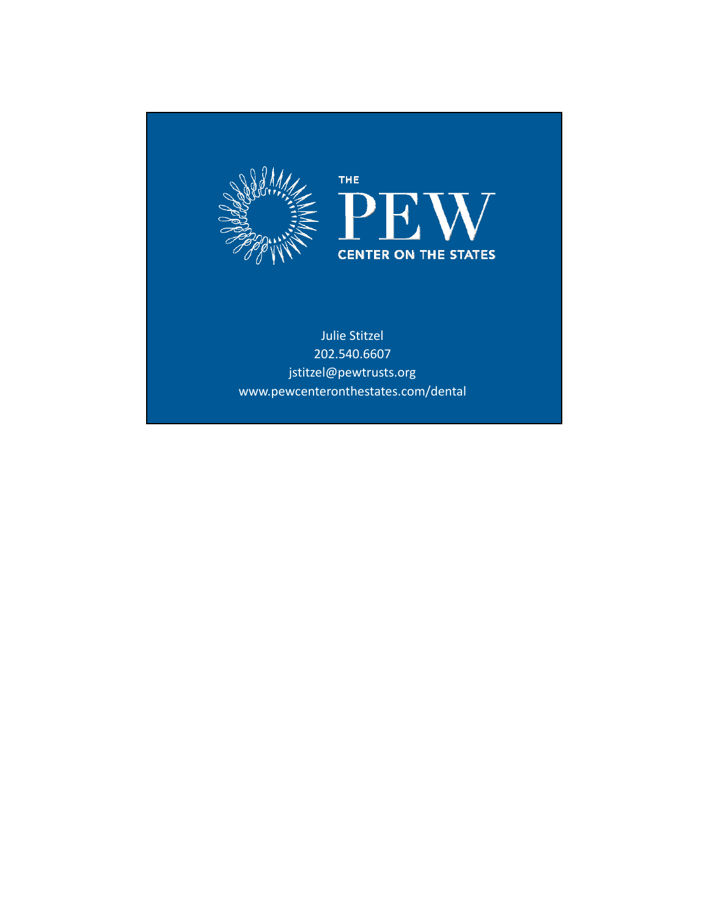THE PEW CENTER ON THE STATES

Julie Stitzel
202.540.6607
jstitzel@pewtrusts.org
www.pewcenteronthestates.com/dental